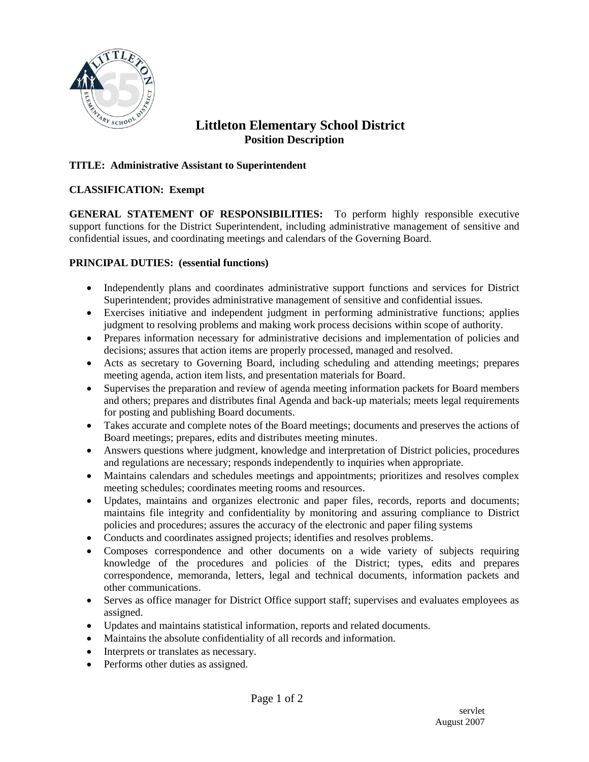# Littleton Elementary School District
## Position Description

**TITLE: Administrative Assistant to Superintendent**

**CLASSIFICATION: Exempt**

**GENERAL STATEMENT OF RESPONSIBILITIES:** To perform highly responsible executive support functions for the District Superintendent, including administrative management of sensitive and confidential issues, and coordinating meetings and calendars of the Governing Board.

**PRINCIPAL DUTIES: (essential functions)**

- Independently plans and coordinates administrative support functions and services for District Superintendent; provides administrative management of sensitive and confidential issues.
- Exercises initiative and independent judgment in performing administrative functions; applies judgment to resolving problems and making work process decisions within scope of authority.
- Prepares information necessary for administrative decisions and implementation of policies and decisions; assures that action items are properly processed, managed and resolved.
- Acts as secretary to Governing Board, including scheduling and attending meetings; prepares meeting agenda, action item lists, and presentation materials for Board.
- Supervises the preparation and review of agenda meeting information packets for Board members and others; prepares and distributes final Agenda and back-up materials; meets legal requirements for posting and publishing Board documents.
- Takes accurate and complete notes of the Board meetings; documents and preserves the actions of Board meetings; prepares, edits and distributes meeting minutes.
- Answers questions where judgment, knowledge and interpretation of District policies, procedures and regulations are necessary; responds independently to inquiries when appropriate.
- Maintains calendars and schedules meetings and appointments; prioritizes and resolves complex meeting schedules; coordinates meeting rooms and resources.
- Updates, maintains and organizes electronic and paper files, records, reports and documents; maintains file integrity and confidentiality by monitoring and assuring compliance to District policies and procedures; assures the accuracy of the electronic and paper filing systems
- Conducts and coordinates assigned projects; identifies and resolves problems.
- Composes correspondence and other documents on a wide variety of subjects requiring knowledge of the procedures and policies of the District; types, edits and prepares correspondence, memoranda, letters, legal and technical documents, information packets and other communications.
- Serves as office manager for District Office support staff; supervises and evaluates employees as assigned.
- Updates and maintains statistical information, reports and related documents.
- Maintains the absolute confidentiality of all records and information.
- Interprets or translates as necessary.
- Performs other duties as assigned.

servlet
August 2007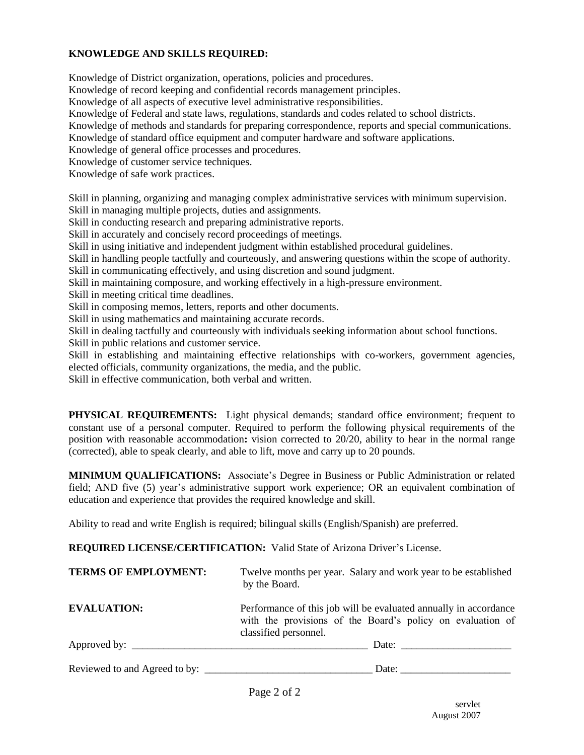**KNOWLEDGE AND SKILLS REQUIRED:**

Knowledge of District organization, operations, policies and procedures.
Knowledge of record keeping and confidential records management principles.
Knowledge of all aspects of executive level administrative responsibilities.
Knowledge of Federal and state laws, regulations, standards and codes related to school districts.
Knowledge of methods and standards for preparing correspondence, reports and special communications.
Knowledge of standard office equipment and computer hardware and software applications.
Knowledge of general office processes and procedures.
Knowledge of customer service techniques.
Knowledge of safe work practices.

Skill in planning, organizing and managing complex administrative services with minimum supervision.
Skill in managing multiple projects, duties and assignments.
Skill in conducting research and preparing administrative reports.
Skill in accurately and concisely record proceedings of meetings.
Skill in using initiative and independent judgment within established procedural guidelines.
Skill in handling people tactfully and courteously, and answering questions within the scope of authority.
Skill in communicating effectively, and using discretion and sound judgment.
Skill in maintaining composure, and working effectively in a high-pressure environment.
Skill in meeting critical time deadlines.
Skill in composing memos, letters, reports and other documents.
Skill in using mathematics and maintaining accurate records.
Skill in dealing tactfully and courteously with individuals seeking information about school functions.
Skill in public relations and customer service.
Skill in establishing and maintaining effective relationships with co-workers, government agencies, elected officials, community organizations, the media, and the public.
Skill in effective communication, both verbal and written.

**PHYSICAL REQUIREMENTS:** Light physical demands; standard office environment; frequent to constant use of a personal computer. Required to perform the following physical requirements of the position with reasonable accommodation**:** vision corrected to 20/20, ability to hear in the normal range (corrected), able to speak clearly, and able to lift, move and carry up to 20 pounds.

**MINIMUM QUALIFICATIONS:** Associate's Degree in Business or Public Administration or related field; AND five (5) year's administrative support work experience; OR an equivalent combination of education and experience that provides the required knowledge and skill.

Ability to read and write English is required; bilingual skills (English/Spanish) are preferred.

**REQUIRED LICENSE/CERTIFICATION:** Valid State of Arizona Driver's License.

**TERMS OF EMPLOYMENT:** Twelve months per year. Salary and work year to be established by the Board.

**EVALUATION:** Performance of this job will be evaluated annually in accordance with the provisions of the Board's policy on evaluation of classified personnel.

Approved by: _______________________________________________ Date: _____________________

Reviewed to and Agreed to by: ________________________________ Date: _____________________

servlet
August 2007